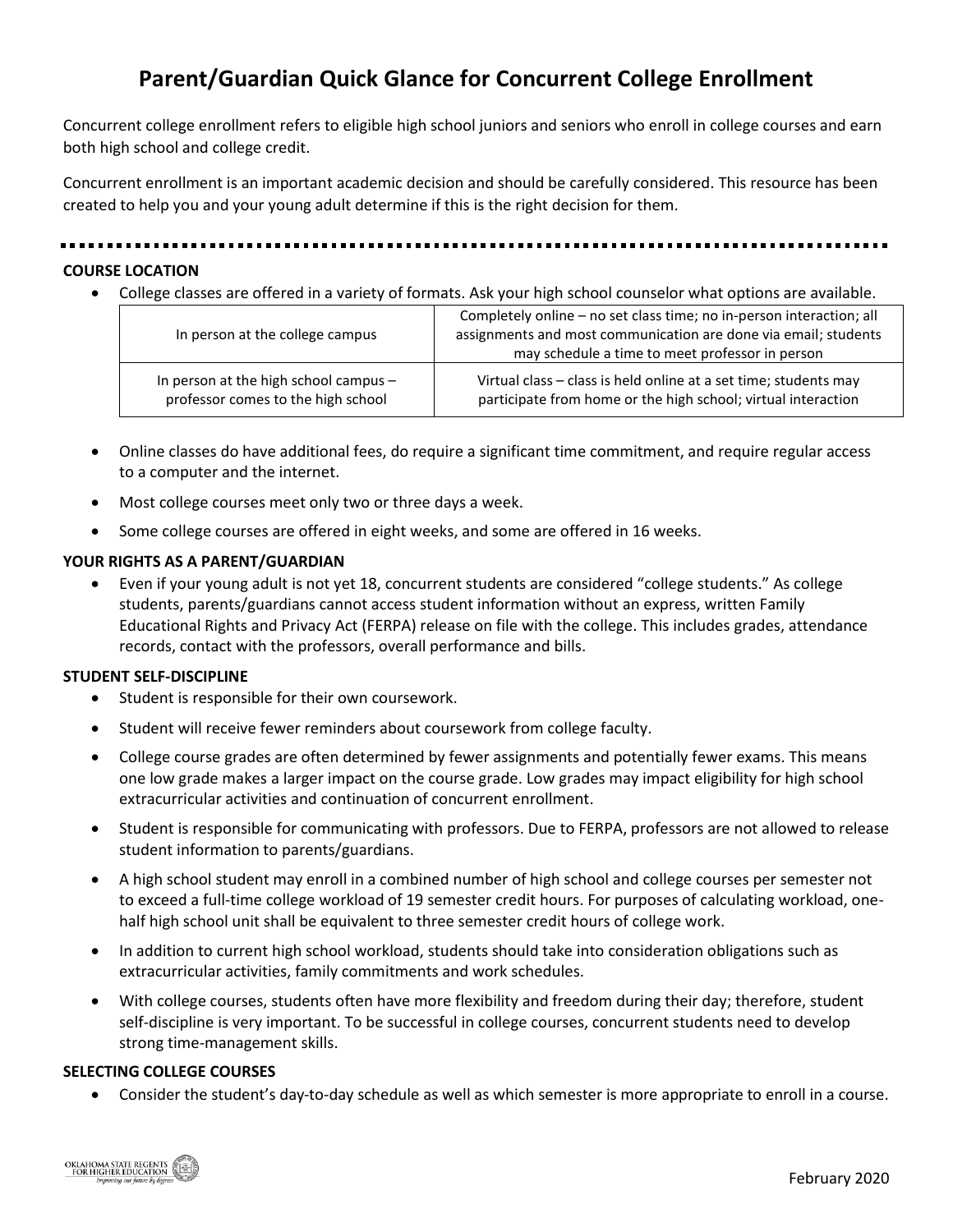# Parent/Guardian Quick Glance for Concurrent College Enrollment

Concurrent college enrollment refers to eligible high school juniors and seniors who enroll in college courses and earn both high school and college credit.

Concurrent enrollment is an important academic decision and should be carefully considered. This resource has been created to help you and your young adult determine if this is the right decision for them.

---

**COURSE LOCATION**

- College classes are offered in a variety of formats. Ask your high school counselor what options are available.

| | |
|---|---|
| In person at the college campus | Completely online – no set class time; no in-person interaction; all assignments and most communication are done via email; students may schedule a time to meet professor in person |
| In person at the high school campus – professor comes to the high school | Virtual class – class is held online at a set time; students may participate from home or the high school; virtual interaction |

- Online classes do have additional fees, do require a significant time commitment, and require regular access to a computer and the internet.
- Most college courses meet only two or three days a week.
- Some college courses are offered in eight weeks, and some are offered in 16 weeks.

**YOUR RIGHTS AS A PARENT/GUARDIAN**

- Even if your young adult is not yet 18, concurrent students are considered "college students." As college students, parents/guardians cannot access student information without an express, written Family Educational Rights and Privacy Act (FERPA) release on file with the college. This includes grades, attendance records, contact with the professors, overall performance and bills.

**STUDENT SELF-DISCIPLINE**

- Student is responsible for their own coursework.
- Student will receive fewer reminders about coursework from college faculty.
- College course grades are often determined by fewer assignments and potentially fewer exams. This means one low grade makes a larger impact on the course grade. Low grades may impact eligibility for high school extracurricular activities and continuation of concurrent enrollment.
- Student is responsible for communicating with professors. Due to FERPA, professors are not allowed to release student information to parents/guardians.
- A high school student may enroll in a combined number of high school and college courses per semester not to exceed a full-time college workload of 19 semester credit hours. For purposes of calculating workload, one-half high school unit shall be equivalent to three semester credit hours of college work.
- In addition to current high school workload, students should take into consideration obligations such as extracurricular activities, family commitments and work schedules.
- With college courses, students often have more flexibility and freedom during their day; therefore, student self-discipline is very important. To be successful in college courses, concurrent students need to develop strong time-management skills.

**SELECTING COLLEGE COURSES**

- Consider the student's day-to-day schedule as well as which semester is more appropriate to enroll in a course.

February 2020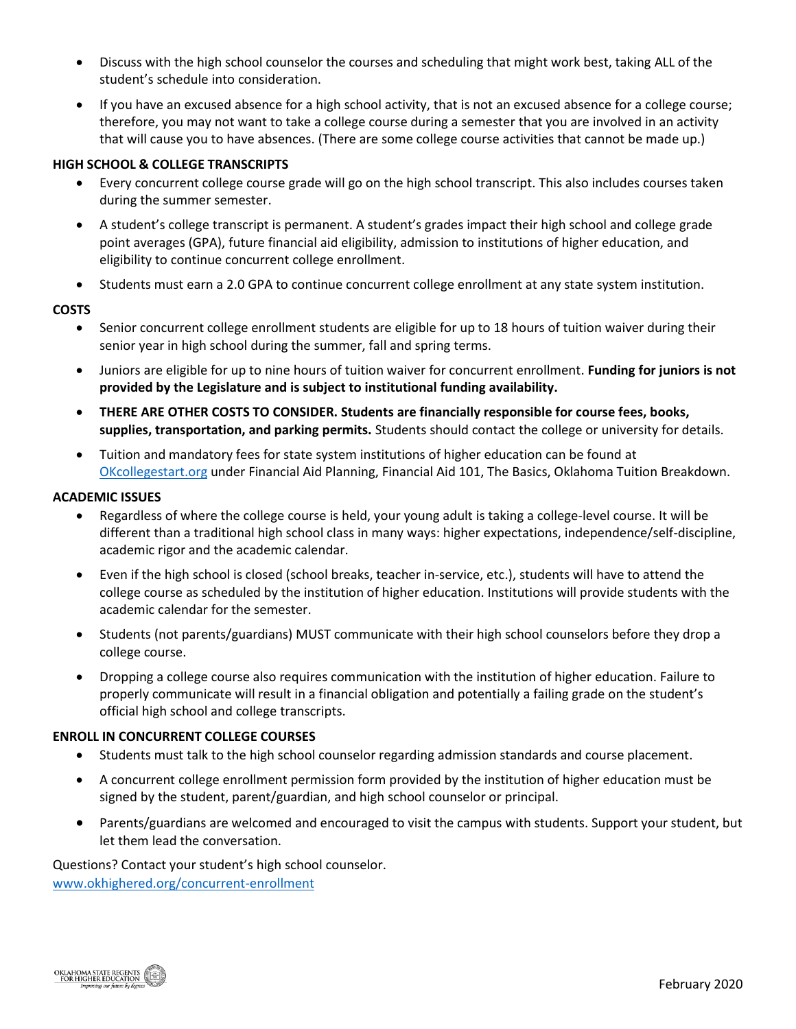- Discuss with the high school counselor the courses and scheduling that might work best, taking ALL of the student's schedule into consideration.
- If you have an excused absence for a high school activity, that is not an excused absence for a college course; therefore, you may not want to take a college course during a semester that you are involved in an activity that will cause you to have absences. (There are some college course activities that cannot be made up.)

**HIGH SCHOOL & COLLEGE TRANSCRIPTS**

- Every concurrent college course grade will go on the high school transcript. This also includes courses taken during the summer semester.
- A student's college transcript is permanent. A student's grades impact their high school and college grade point averages (GPA), future financial aid eligibility, admission to institutions of higher education, and eligibility to continue concurrent college enrollment.
- Students must earn a 2.0 GPA to continue concurrent college enrollment at any state system institution.

**COSTS**

- Senior concurrent college enrollment students are eligible for up to 18 hours of tuition waiver during their senior year in high school during the summer, fall and spring terms.
- Juniors are eligible for up to nine hours of tuition waiver for concurrent enrollment. **Funding for juniors is not provided by the Legislature and is subject to institutional funding availability.**
- **THERE ARE OTHER COSTS TO CONSIDER. Students are financially responsible for course fees, books, supplies, transportation, and parking permits.** Students should contact the college or university for details.
- Tuition and mandatory fees for state system institutions of higher education can be found at [OKcollegestart.org](OKcollegestart.org) under Financial Aid Planning, Financial Aid 101, The Basics, Oklahoma Tuition Breakdown.

**ACADEMIC ISSUES**

- Regardless of where the college course is held, your young adult is taking a college-level course. It will be different than a traditional high school class in many ways: higher expectations, independence/self-discipline, academic rigor and the academic calendar.
- Even if the high school is closed (school breaks, teacher in-service, etc.), students will have to attend the college course as scheduled by the institution of higher education. Institutions will provide students with the academic calendar for the semester.
- Students (not parents/guardians) MUST communicate with their high school counselors before they drop a college course.
- Dropping a college course also requires communication with the institution of higher education. Failure to properly communicate will result in a financial obligation and potentially a failing grade on the student's official high school and college transcripts.

**ENROLL IN CONCURRENT COLLEGE COURSES**

- Students must talk to the high school counselor regarding admission standards and course placement.
- A concurrent college enrollment permission form provided by the institution of higher education must be signed by the student, parent/guardian, and high school counselor or principal.
- Parents/guardians are welcomed and encouraged to visit the campus with students. Support your student, but let them lead the conversation.

Questions? Contact your student's high school counselor.
[www.okhighered.org/concurrent-enrollment](www.okhighered.org/concurrent-enrollment)

OKLAHOMA STATE REGENTS FOR HIGHER EDUCATION
*Improving our future by degrees*

February 2020